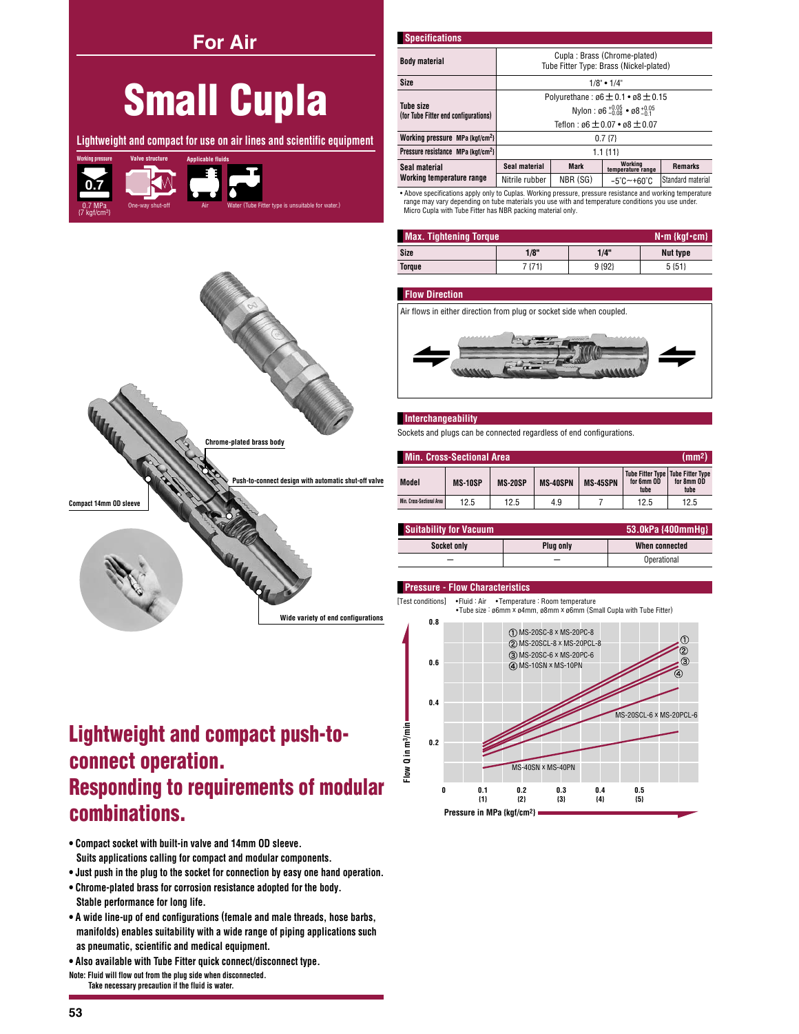## For Air

# Small Cupla

**Lightweight and compact for use on air lines and scientific equipment**

| Working pressure | Valve structure | Applicable fluids | |
|---|---|---|---|
| 0.7 MPa {7 kgf/cm²} | One-way shut-off | Air | Water (Tube Fitter type is unsuitable for water.) |

Chrome-plated brass body

Push-to-connect design with automatic shut-off valve

Compact 14mm OD sleeve

Wide variety of end configurations

## Lightweight and compact push-to-connect operation. Responding to requirements of modular combinations.

- Compact socket with built-in valve and 14mm OD sleeve. Suits applications calling for compact and modular components.
- Just push in the plug to the socket for connection by easy one hand operation.
- Chrome-plated brass for corrosion resistance adopted for the body. Stable performance for long life.
- A wide line-up of end configurations (female and male threads, hose barbs, manifolds) enables suitability with a wide range of piping applications such as pneumatic, scientific and medical equipment.
- Also available with Tube Fitter quick connect/disconnect type.

Note: Fluid will flow out from the plug side when disconnected.
Take necessary precaution if the fluid is water.

### Specifications

| | | | | |
|---|---|---|---|---|
| Body material | Cupla : Brass (Chrome-plated) Tube Fitter Type: Brass (Nickel-plated) | | | |
| Size | 1/8" • 1/4" | | | |
| Tube size (for Tube Fitter end configurations) | Polyurethane : ø6 ± 0.1 • ø8 ± 0.15 Nylon : ø6 $^{+0.05}_{-0.08}$ • ø8 $^{+0.05}_{-0.1}$ Teflon : ø6 ± 0.07 • ø8 ± 0.07 | | | |
| Working pressure MPa {kgf/cm²} | 0.7 {7} | | | |
| Pressure resistance MPa {kgf/cm²} | 1.1 {11} | | | |
| Seal material / Working temperature range | Seal material | Mark | Working temperature range | Remarks |
| | Nitrile rubber | NBR (SG) | -5°C～+60°C | Standard material |

• Above specifications apply only to Cuplas. Working pressure, pressure resistance and working temperature range may vary depending on tube materials you use with and temperature conditions you use under. Micro Cupla with Tube Fitter has NBR packing material only.

### Max. Tightening Torque N•m {kgf•cm}

| Size | 1/8" | 1/4" | Nut type |
|---|---|---|---|
| Torque | 7 {71} | 9 {92} | 5 {51} |

### Flow Direction

Air flows in either direction from plug or socket side when coupled.

### Interchangeability

Sockets and plugs can be connected regardless of end configurations.

### Min. Cross-Sectional Area (mm²)

| Model | MS-10SP | MS-20SP | MS-40SPN | MS-45SPN | Tube Fitter Type for 6mm OD tube | Tube Fitter Type for 8mm OD tube |
|---|---|---|---|---|---|---|
| Min. Cross-Sectional Area | 12.5 | 12.5 | 4.9 | 7 | 12.5 | 12.5 |

### Suitability for Vacuum 53.0kPa {400mmHg}

| Socket only | Plug only | When connected |
|---|---|---|
| — | — | Operational |

### Pressure - Flow Characteristics

[Test conditions] •Fluid : Air •Temperature : Room temperature
•Tube size : ø6mm × ø4mm, ø8mm × ø6mm (Small Cupla with Tube Fitter)

① MS-20SC-8 × MS-20PC-8
② MS-20SCL-8 × MS-20PCL-8
③ MS-20SC-6 × MS-20PC-6
④ MS-10SN × MS-10PN

MS-20SCL-6 × MS-20PCL-6

MS-40SN × MS-40PN

Flow Q in m³/min (0 – 0.8)

Pressure in MPa {kgf/cm²}: 0.1 {1}, 0.2 {2}, 0.3 {3}, 0.4 {4}, 0.5 {5}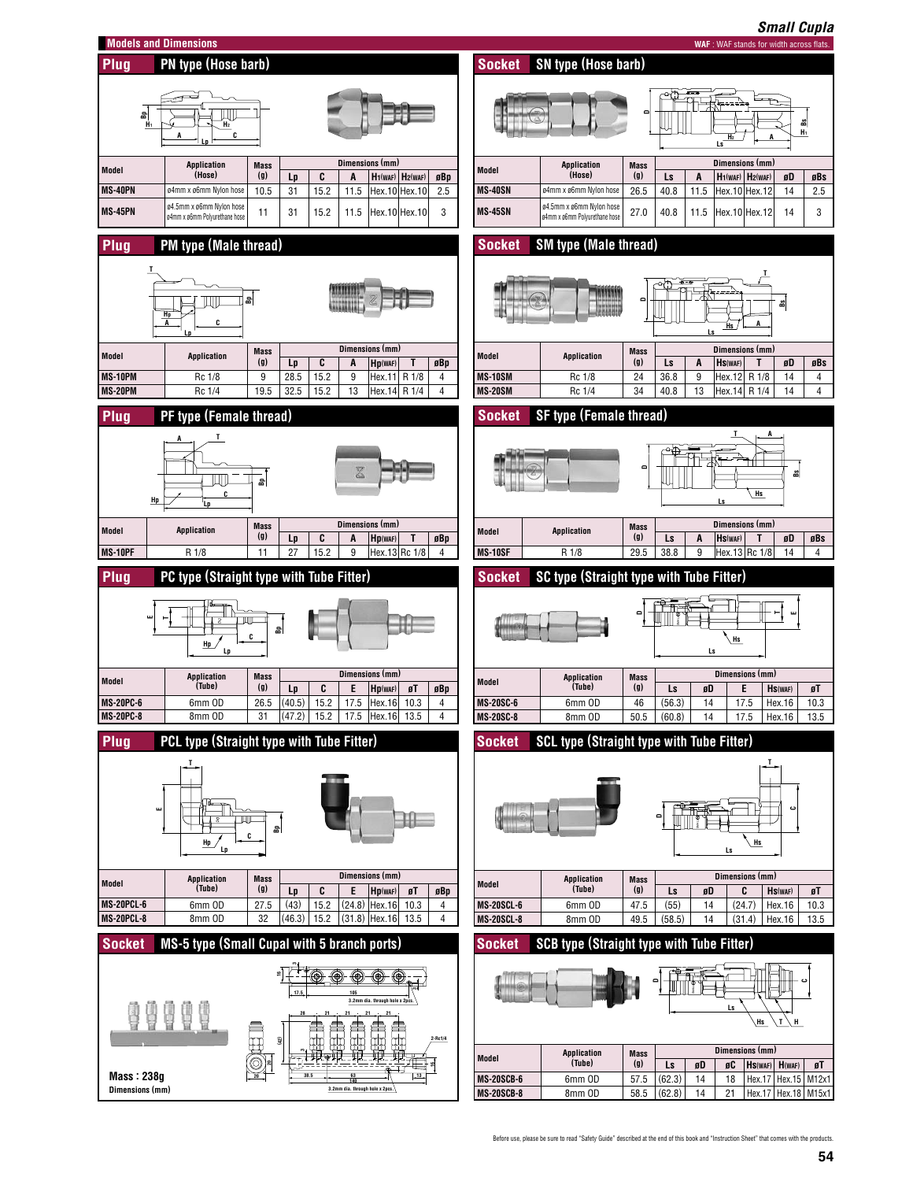## Small Cupla

**Models and Dimensions**

WAF : WAF stands for width across flats.

### Plug — PN type (Hose barb)

| Model | Application (Hose) | Mass (g) | Dimensions (mm) | | | | | |
|---|---|---|---|---|---|---|---|---|
| | | | Lp | C | A | H1(WAF) | H2(WAF) | øBp |
| MS-40PN | ø4mm x ø6mm Nylon hose | 10.5 | 31 | 15.2 | 11.5 | Hex.10 | Hex.10 | 2.5 |
| MS-45PN | ø4.5mm x ø6mm Nylon hose ø4mm x ø6mm Polyurethane hose | 11 | 31 | 15.2 | 11.5 | Hex.10 | Hex.10 | 3 |

### Socket — SN type (Hose barb)

| Model | Application (Hose) | Mass (g) | Dimensions (mm) | | | | | |
|---|---|---|---|---|---|---|---|---|
| | | | Ls | A | H1(WAF) | H2(WAF) | øD | øBs |
| MS-40SN | ø4mm x ø6mm Nylon hose | 26.5 | 40.8 | 11.5 | Hex.10 | Hex.12 | 14 | 2.5 |
| MS-45SN | ø4.5mm x ø6mm Nylon hose ø4mm x ø6mm Polyurethane hose | 27.0 | 40.8 | 11.5 | Hex.10 | Hex.12 | 14 | 3 |

### Plug — PM type (Male thread)

| Model | Application | Mass (g) | Dimensions (mm) | | | | | |
|---|---|---|---|---|---|---|---|---|
| | | | Lp | C | A | Hp(WAF) | T | øBp |
| MS-10PM | Rc 1/8 | 9 | 28.5 | 15.2 | 9 | Hex.11 | R 1/8 | 4 |
| MS-20PM | Rc 1/4 | 19.5 | 32.5 | 15.2 | 13 | Hex.14 | R 1/4 | 4 |

### Socket — SM type (Male thread)

| Model | Application | Mass (g) | Dimensions (mm) | | | | | |
|---|---|---|---|---|---|---|---|---|
| | | | Ls | A | Hs(WAF) | T | øD | øBs |
| MS-10SM | Rc 1/8 | 24 | 36.8 | 9 | Hex.12 | R 1/8 | 14 | 4 |
| MS-20SM | Rc 1/4 | 34 | 40.8 | 13 | Hex.14 | R 1/4 | 14 | 4 |

### Plug — PF type (Female thread)

| Model | Application | Mass (g) | Dimensions (mm) | | | | | |
|---|---|---|---|---|---|---|---|---|
| | | | Lp | C | A | Hp(WAF) | T | øBp |
| MS-10PF | R 1/8 | 11 | 27 | 15.2 | 9 | Hex.13 | Rc 1/8 | 4 |

### Socket — SF type (Female thread)

| Model | Application | Mass (g) | Dimensions (mm) | | | | | |
|---|---|---|---|---|---|---|---|---|
| | | | Ls | A | Hs(WAF) | T | øD | øBs |
| MS-10SF | R 1/8 | 29.5 | 38.8 | 9 | Hex.13 | Rc 1/8 | 14 | 4 |

### Plug — PC type (Straight type with Tube Fitter)

| Model | Application (Tube) | Mass (g) | Dimensions (mm) | | | | | |
|---|---|---|---|---|---|---|---|---|
| | | | Lp | C | E | Hp(WAF) | øT | øBp |
| MS-20PC-6 | 6mm OD | 26.5 | (40.5) | 15.2 | 17.5 | Hex.16 | 10.3 | 4 |
| MS-20PC-8 | 8mm OD | 31 | (47.2) | 15.2 | 17.5 | Hex.16 | 13.5 | 4 |

### Socket — SC type (Straight type with Tube Fitter)

| Model | Application (Tube) | Mass (g) | Dimensions (mm) | | | | |
|---|---|---|---|---|---|---|---|
| | | | Ls | øD | E | Hs(WAF) | øT |
| MS-20SC-6 | 6mm OD | 46 | (56.3) | 14 | 17.5 | Hex.16 | 10.3 |
| MS-20SC-8 | 8mm OD | 50.5 | (60.8) | 14 | 17.5 | Hex.16 | 13.5 |

### Plug — PCL type (Straight type with Tube Fitter)

| Model | Application (Tube) | Mass (g) | Dimensions (mm) | | | | | |
|---|---|---|---|---|---|---|---|---|
| | | | Lp | C | E | Hp(WAF) | øT | øBp |
| MS-20PCL-6 | 6mm OD | 27.5 | (43) | 15.2 | (24.8) | Hex.16 | 10.3 | 4 |
| MS-20PCL-8 | 8mm OD | 32 | (46.3) | 15.2 | (31.8) | Hex.16 | 13.5 | 4 |

### Socket — SCL type (Straight type with Tube Fitter)

| Model | Application (Tube) | Mass (g) | Dimensions (mm) | | | | |
|---|---|---|---|---|---|---|---|
| | | | Ls | øD | C | Hs(WAF) | øT |
| MS-20SCL-6 | 6mm OD | 47.5 | (55) | 14 | (24.7) | Hex.16 | 10.3 |
| MS-20SCL-8 | 8mm OD | 49.5 | (58.5) | 14 | (31.4) | Hex.16 | 13.5 |

### Socket — MS-5 type (Small Cupal with 5 branch ports)

**Mass : 238g**

**Dimensions (mm)**

16
17.5
105
3.2mm dia. through hole x 2pcs.
28 21 21 21 21
2-Rc1/4
(42)
20
20
38.5
63
140
13
15
3.2mm dia. through hole x 2pcs.

### Socket — SCB type (Straight type with Tube Fitter)

| Model | Application (Tube) | Mass (g) | Dimensions (mm) | | | | | |
|---|---|---|---|---|---|---|---|---|
| | | | Ls | øD | øC | Hs(WAF) | H(WAF) | øT |
| MS-20SCB-6 | 6mm OD | 57.5 | (62.3) | 14 | 18 | Hex.17 | Hex.15 | M12x1 |
| MS-20SCB-8 | 8mm OD | 58.5 | (62.8) | 14 | 21 | Hex.17 | Hex.18 | M15x1 |

Before use, please be sure to read "Safety Guide" described at the end of this book and "Instruction Sheet" that comes with the products.